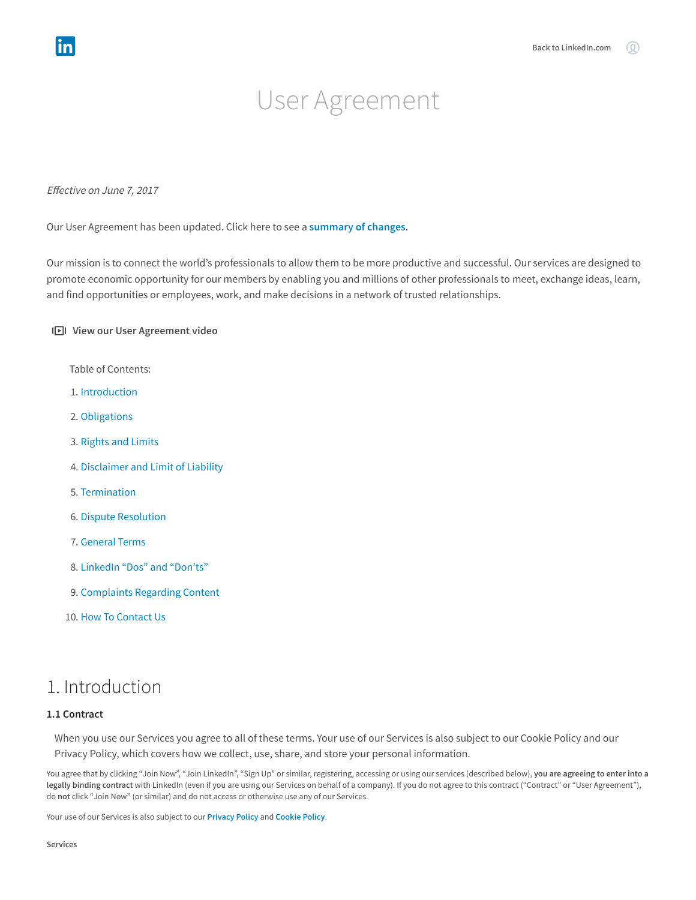# User Agreement

*Effective on June 7, 2017*

Our User Agreement has been updated. Click here to see a **summary of changes**.

Our mission is to connect the world's professionals to allow them to be more productive and successful. Our services are designed to promote economic opportunity for our members by enabling you and millions of other professionals to meet, exchange ideas, learn, and find opportunities or employees, work, and make decisions in a network of trusted relationships.

**View our User Agreement video**

Table of Contents:

1. Introduction
2. Obligations
3. Rights and Limits
4. Disclaimer and Limit of Liability
5. Termination
6. Dispute Resolution
7. General Terms
8. LinkedIn "Dos" and "Don'ts"
9. Complaints Regarding Content
10. How To Contact Us

## 1. Introduction

### 1.1 Contract

When you use our Services you agree to all of these terms. Your use of our Services is also subject to our Cookie Policy and our Privacy Policy, which covers how we collect, use, share, and store your personal information.

You agree that by clicking "Join Now", "Join LinkedIn", "Sign Up" or similar, registering, accessing or using our services (described below), **you are agreeing to enter into a legally binding contract** with LinkedIn (even if you are using our Services on behalf of a company). If you do not agree to this contract ("Contract" or "User Agreement"), do **not** click "Join Now" (or similar) and do not access or otherwise use any of our Services.

Your use of our Services is also subject to our **Privacy Policy** and **Cookie Policy**.

**Services**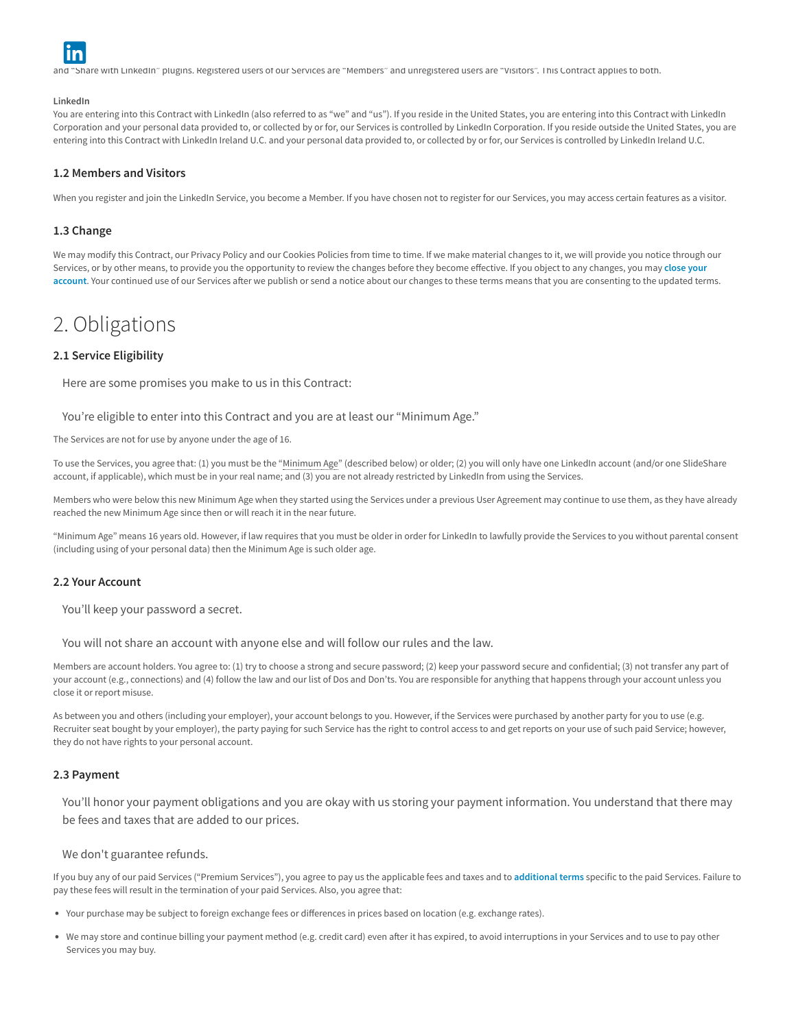and "Share with LinkedIn" plugins. Registered users of our Services are "Members" and unregistered users are "Visitors". This Contract applies to both.

**LinkedIn**

You are entering into this Contract with LinkedIn (also referred to as "we" and "us"). If you reside in the United States, you are entering into this Contract with LinkedIn Corporation and your personal data provided to, or collected by or for, our Services is controlled by LinkedIn Corporation. If you reside outside the United States, you are entering into this Contract with LinkedIn Ireland U.C. and your personal data provided to, or collected by or for, our Services is controlled by LinkedIn Ireland U.C.

### 1.2 Members and Visitors

When you register and join the LinkedIn Service, you become a Member. If you have chosen not to register for our Services, you may access certain features as a visitor.

### 1.3 Change

We may modify this Contract, our Privacy Policy and our Cookies Policies from time to time. If we make material changes to it, we will provide you notice through our Services, or by other means, to provide you the opportunity to review the changes before they become effective. If you object to any changes, you may **close your account**. Your continued use of our Services after we publish or send a notice about our changes to these terms means that you are consenting to the updated terms.

# 2. Obligations

### 2.1 Service Eligibility

Here are some promises you make to us in this Contract:

You're eligible to enter into this Contract and you are at least our "Minimum Age."

The Services are not for use by anyone under the age of 16.

To use the Services, you agree that: (1) you must be the "Minimum Age" (described below) or older; (2) you will only have one LinkedIn account (and/or one SlideShare account, if applicable), which must be in your real name; and (3) you are not already restricted by LinkedIn from using the Services.

Members who were below this new Minimum Age when they started using the Services under a previous User Agreement may continue to use them, as they have already reached the new Minimum Age since then or will reach it in the near future.

"Minimum Age" means 16 years old. However, if law requires that you must be older in order for LinkedIn to lawfully provide the Services to you without parental consent (including using of your personal data) then the Minimum Age is such older age.

### 2.2 Your Account

You'll keep your password a secret.

You will not share an account with anyone else and will follow our rules and the law.

Members are account holders. You agree to: (1) try to choose a strong and secure password; (2) keep your password secure and confidential; (3) not transfer any part of your account (e.g., connections) and (4) follow the law and our list of Dos and Don'ts. You are responsible for anything that happens through your account unless you close it or report misuse.

As between you and others (including your employer), your account belongs to you. However, if the Services were purchased by another party for you to use (e.g. Recruiter seat bought by your employer), the party paying for such Service has the right to control access to and get reports on your use of such paid Service; however, they do not have rights to your personal account.

### 2.3 Payment

You'll honor your payment obligations and you are okay with us storing your payment information. You understand that there may be fees and taxes that are added to our prices.

We don't guarantee refunds.

If you buy any of our paid Services ("Premium Services"), you agree to pay us the applicable fees and taxes and to **additional terms** specific to the paid Services. Failure to pay these fees will result in the termination of your paid Services. Also, you agree that:

- Your purchase may be subject to foreign exchange fees or differences in prices based on location (e.g. exchange rates).
- We may store and continue billing your payment method (e.g. credit card) even after it has expired, to avoid interruptions in your Services and to use to pay other Services you may buy.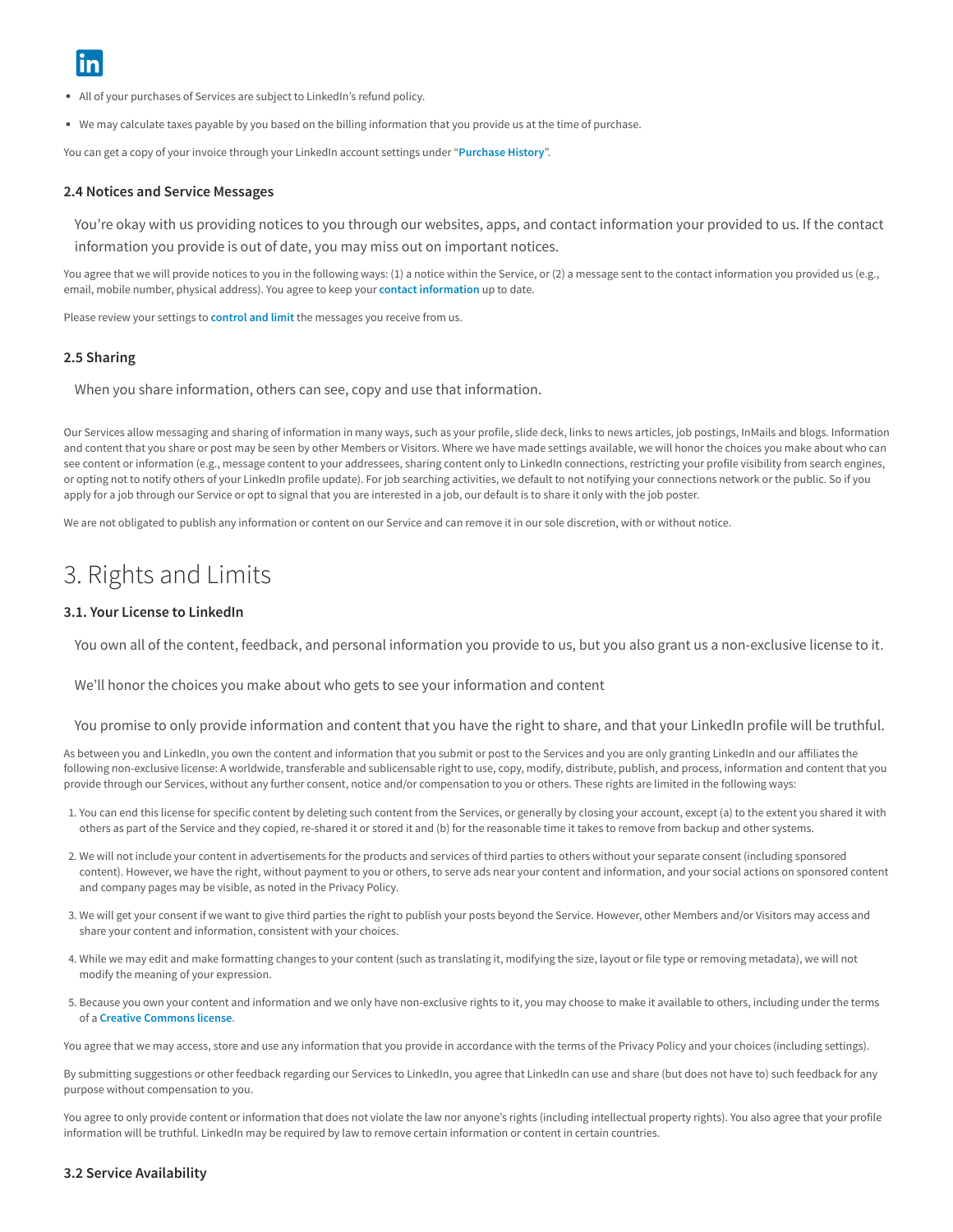- All of your purchases of Services are subject to LinkedIn's refund policy.
- We may calculate taxes payable by you based on the billing information that you provide us at the time of purchase.

You can get a copy of your invoice through your LinkedIn account settings under "**Purchase History**".

### 2.4 Notices and Service Messages

> You're okay with us providing notices to you through our websites, apps, and contact information your provided to us. If the contact information you provide is out of date, you may miss out on important notices.

You agree that we will provide notices to you in the following ways: (1) a notice within the Service, or (2) a message sent to the contact information you provided us (e.g., email, mobile number, physical address). You agree to keep your **contact information** up to date.

Please review your settings to **control and limit** the messages you receive from us.

### 2.5 Sharing

> When you share information, others can see, copy and use that information.

Our Services allow messaging and sharing of information in many ways, such as your profile, slide deck, links to news articles, job postings, InMails and blogs. Information and content that you share or post may be seen by other Members or Visitors. Where we have made settings available, we will honor the choices you make about who can see content or information (e.g., message content to your addressees, sharing content only to LinkedIn connections, restricting your profile visibility from search engines, or opting not to notify others of your LinkedIn profile update). For job searching activities, we default to not notifying your connections network or the public. So if you apply for a job through our Service or opt to signal that you are interested in a job, our default is to share it only with the job poster.

We are not obligated to publish any information or content on our Service and can remove it in our sole discretion, with or without notice.

## 3. Rights and Limits

### 3.1. Your License to LinkedIn

> You own all of the content, feedback, and personal information you provide to us, but you also grant us a non-exclusive license to it.
>
> We'll honor the choices you make about who gets to see your information and content
>
> You promise to only provide information and content that you have the right to share, and that your LinkedIn profile will be truthful.

As between you and LinkedIn, you own the content and information that you submit or post to the Services and you are only granting LinkedIn and our affiliates the following non-exclusive license: A worldwide, transferable and sublicensable right to use, copy, modify, distribute, publish, and process, information and content that you provide through our Services, without any further consent, notice and/or compensation to you or others. These rights are limited in the following ways:

1. You can end this license for specific content by deleting such content from the Services, or generally by closing your account, except (a) to the extent you shared it with others as part of the Service and they copied, re-shared it or stored it and (b) for the reasonable time it takes to remove from backup and other systems.
2. We will not include your content in advertisements for the products and services of third parties to others without your separate consent (including sponsored content). However, we have the right, without payment to you or others, to serve ads near your content and information, and your social actions on sponsored content and company pages may be visible, as noted in the Privacy Policy.
3. We will get your consent if we want to give third parties the right to publish your posts beyond the Service. However, other Members and/or Visitors may access and share your content and information, consistent with your choices.
4. While we may edit and make formatting changes to your content (such as translating it, modifying the size, layout or file type or removing metadata), we will not modify the meaning of your expression.
5. Because you own your content and information and we only have non-exclusive rights to it, you may choose to make it available to others, including under the terms of a **Creative Commons license**.

You agree that we may access, store and use any information that you provide in accordance with the terms of the Privacy Policy and your choices (including settings).

By submitting suggestions or other feedback regarding our Services to LinkedIn, you agree that LinkedIn can use and share (but does not have to) such feedback for any purpose without compensation to you.

You agree to only provide content or information that does not violate the law nor anyone's rights (including intellectual property rights). You also agree that your profile information will be truthful. LinkedIn may be required by law to remove certain information or content in certain countries.

### 3.2 Service Availability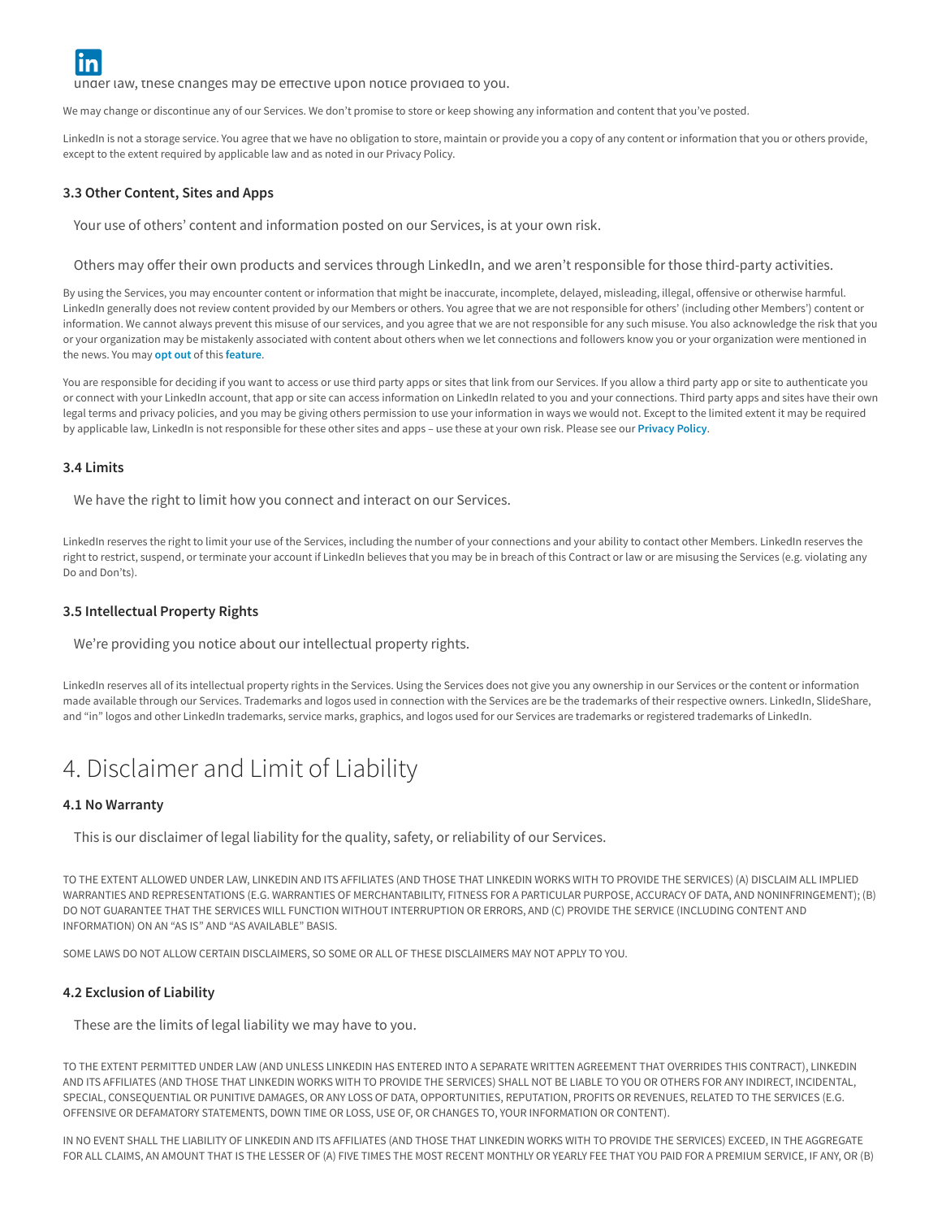under law, these changes may be effective upon notice provided to you.

We may change or discontinue any of our Services. We don't promise to store or keep showing any information and content that you've posted.

LinkedIn is not a storage service. You agree that we have no obligation to store, maintain or provide you a copy of any content or information that you or others provide, except to the extent required by applicable law and as noted in our Privacy Policy.

### 3.3 Other Content, Sites and Apps

Your use of others' content and information posted on our Services, is at your own risk.

Others may offer their own products and services through LinkedIn, and we aren't responsible for those third-party activities.

By using the Services, you may encounter content or information that might be inaccurate, incomplete, delayed, misleading, illegal, offensive or otherwise harmful. LinkedIn generally does not review content provided by our Members or others. You agree that we are not responsible for others' (including other Members') content or information. We cannot always prevent this misuse of our services, and you agree that we are not responsible for any such misuse. You also acknowledge the risk that you or your organization may be mistakenly associated with content about others when we let connections and followers know you or your organization were mentioned in the news. You may **opt out** of this **feature**.

You are responsible for deciding if you want to access or use third party apps or sites that link from our Services. If you allow a third party app or site to authenticate you or connect with your LinkedIn account, that app or site can access information on LinkedIn related to you and your connections. Third party apps and sites have their own legal terms and privacy policies, and you may be giving others permission to use your information in ways we would not. Except to the limited extent it may be required by applicable law, LinkedIn is not responsible for these other sites and apps – use these at your own risk. Please see our **Privacy Policy**.

### 3.4 Limits

We have the right to limit how you connect and interact on our Services.

LinkedIn reserves the right to limit your use of the Services, including the number of your connections and your ability to contact other Members. LinkedIn reserves the right to restrict, suspend, or terminate your account if LinkedIn believes that you may be in breach of this Contract or law or are misusing the Services (e.g. violating any Do and Don'ts).

### 3.5 Intellectual Property Rights

We're providing you notice about our intellectual property rights.

LinkedIn reserves all of its intellectual property rights in the Services. Using the Services does not give you any ownership in our Services or the content or information made available through our Services. Trademarks and logos used in connection with the Services are be the trademarks of their respective owners. LinkedIn, SlideShare, and "in" logos and other LinkedIn trademarks, service marks, graphics, and logos used for our Services are trademarks or registered trademarks of LinkedIn.

## 4. Disclaimer and Limit of Liability

### 4.1 No Warranty

This is our disclaimer of legal liability for the quality, safety, or reliability of our Services.

TO THE EXTENT ALLOWED UNDER LAW, LINKEDIN AND ITS AFFILIATES (AND THOSE THAT LINKEDIN WORKS WITH TO PROVIDE THE SERVICES) (A) DISCLAIM ALL IMPLIED WARRANTIES AND REPRESENTATIONS (E.G. WARRANTIES OF MERCHANTABILITY, FITNESS FOR A PARTICULAR PURPOSE, ACCURACY OF DATA, AND NONINFRINGEMENT); (B) DO NOT GUARANTEE THAT THE SERVICES WILL FUNCTION WITHOUT INTERRUPTION OR ERRORS, AND (C) PROVIDE THE SERVICE (INCLUDING CONTENT AND INFORMATION) ON AN "AS IS" AND "AS AVAILABLE" BASIS.

SOME LAWS DO NOT ALLOW CERTAIN DISCLAIMERS, SO SOME OR ALL OF THESE DISCLAIMERS MAY NOT APPLY TO YOU.

### 4.2 Exclusion of Liability

These are the limits of legal liability we may have to you.

TO THE EXTENT PERMITTED UNDER LAW (AND UNLESS LINKEDIN HAS ENTERED INTO A SEPARATE WRITTEN AGREEMENT THAT OVERRIDES THIS CONTRACT), LINKEDIN AND ITS AFFILIATES (AND THOSE THAT LINKEDIN WORKS WITH TO PROVIDE THE SERVICES) SHALL NOT BE LIABLE TO YOU OR OTHERS FOR ANY INDIRECT, INCIDENTAL, SPECIAL, CONSEQUENTIAL OR PUNITIVE DAMAGES, OR ANY LOSS OF DATA, OPPORTUNITIES, REPUTATION, PROFITS OR REVENUES, RELATED TO THE SERVICES (E.G. OFFENSIVE OR DEFAMATORY STATEMENTS, DOWN TIME OR LOSS, USE OF, OR CHANGES TO, YOUR INFORMATION OR CONTENT).

IN NO EVENT SHALL THE LIABILITY OF LINKEDIN AND ITS AFFILIATES (AND THOSE THAT LINKEDIN WORKS WITH TO PROVIDE THE SERVICES) EXCEED, IN THE AGGREGATE FOR ALL CLAIMS, AN AMOUNT THAT IS THE LESSER OF (A) FIVE TIMES THE MOST RECENT MONTHLY OR YEARLY FEE THAT YOU PAID FOR A PREMIUM SERVICE, IF ANY, OR (B)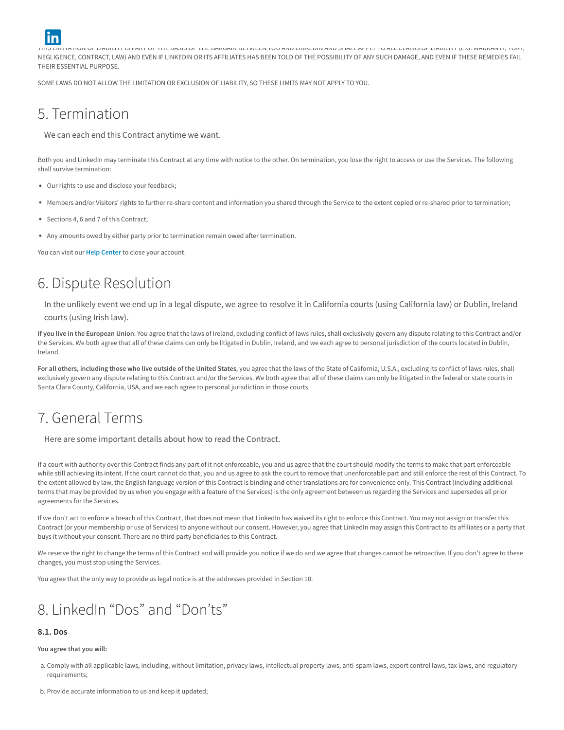THIS LIMITATION OF LIABILITY IS PART OF THE BASIS OF THE BARGAIN BETWEEN YOU AND LINKEDIN AND SHALL APPLY TO ALL CLAIMS OF LIABILITY (E.G. WARRANTY, TORT, NEGLIGENCE, CONTRACT, LAW) AND EVEN IF LINKEDIN OR ITS AFFILIATES HAS BEEN TOLD OF THE POSSIBILITY OF ANY SUCH DAMAGE, AND EVEN IF THESE REMEDIES FAIL THEIR ESSENTIAL PURPOSE.

SOME LAWS DO NOT ALLOW THE LIMITATION OR EXCLUSION OF LIABILITY, SO THESE LIMITS MAY NOT APPLY TO YOU.

# 5. Termination

We can each end this Contract anytime we want.

Both you and LinkedIn may terminate this Contract at any time with notice to the other. On termination, you lose the right to access or use the Services. The following shall survive termination:

- Our rights to use and disclose your feedback;
- Members and/or Visitors' rights to further re-share content and information you shared through the Service to the extent copied or re-shared prior to termination;
- Sections 4, 6 and 7 of this Contract;
- Any amounts owed by either party prior to termination remain owed after termination.

You can visit our **Help Center** to close your account.

# 6. Dispute Resolution

In the unlikely event we end up in a legal dispute, we agree to resolve it in California courts (using California law) or Dublin, Ireland courts (using Irish law).

**If you live in the European Union**: You agree that the laws of Ireland, excluding conflict of laws rules, shall exclusively govern any dispute relating to this Contract and/or the Services. We both agree that all of these claims can only be litigated in Dublin, Ireland, and we each agree to personal jurisdiction of the courts located in Dublin, Ireland.

**For all others, including those who live outside of the United States**, you agree that the laws of the State of California, U.S.A., excluding its conflict of laws rules, shall exclusively govern any dispute relating to this Contract and/or the Services. We both agree that all of these claims can only be litigated in the federal or state courts in Santa Clara County, California, USA, and we each agree to personal jurisdiction in those courts.

# 7. General Terms

Here are some important details about how to read the Contract.

If a court with authority over this Contract finds any part of it not enforceable, you and us agree that the court should modify the terms to make that part enforceable while still achieving its intent. If the court cannot do that, you and us agree to ask the court to remove that unenforceable part and still enforce the rest of this Contract. To the extent allowed by law, the English language version of this Contract is binding and other translations are for convenience only. This Contract (including additional terms that may be provided by us when you engage with a feature of the Services) is the only agreement between us regarding the Services and supersedes all prior agreements for the Services.

If we don't act to enforce a breach of this Contract, that does not mean that LinkedIn has waived its right to enforce this Contract. You may not assign or transfer this Contract (or your membership or use of Services) to anyone without our consent. However, you agree that LinkedIn may assign this Contract to its affiliates or a party that buys it without your consent. There are no third party beneficiaries to this Contract.

We reserve the right to change the terms of this Contract and will provide you notice if we do and we agree that changes cannot be retroactive. If you don't agree to these changes, you must stop using the Services.

You agree that the only way to provide us legal notice is at the addresses provided in Section 10.

# 8. LinkedIn "Dos" and "Don'ts"

### 8.1. Dos

**You agree that you will:**

a. Comply with all applicable laws, including, without limitation, privacy laws, intellectual property laws, anti-spam laws, export control laws, tax laws, and regulatory requirements;

b. Provide accurate information to us and keep it updated;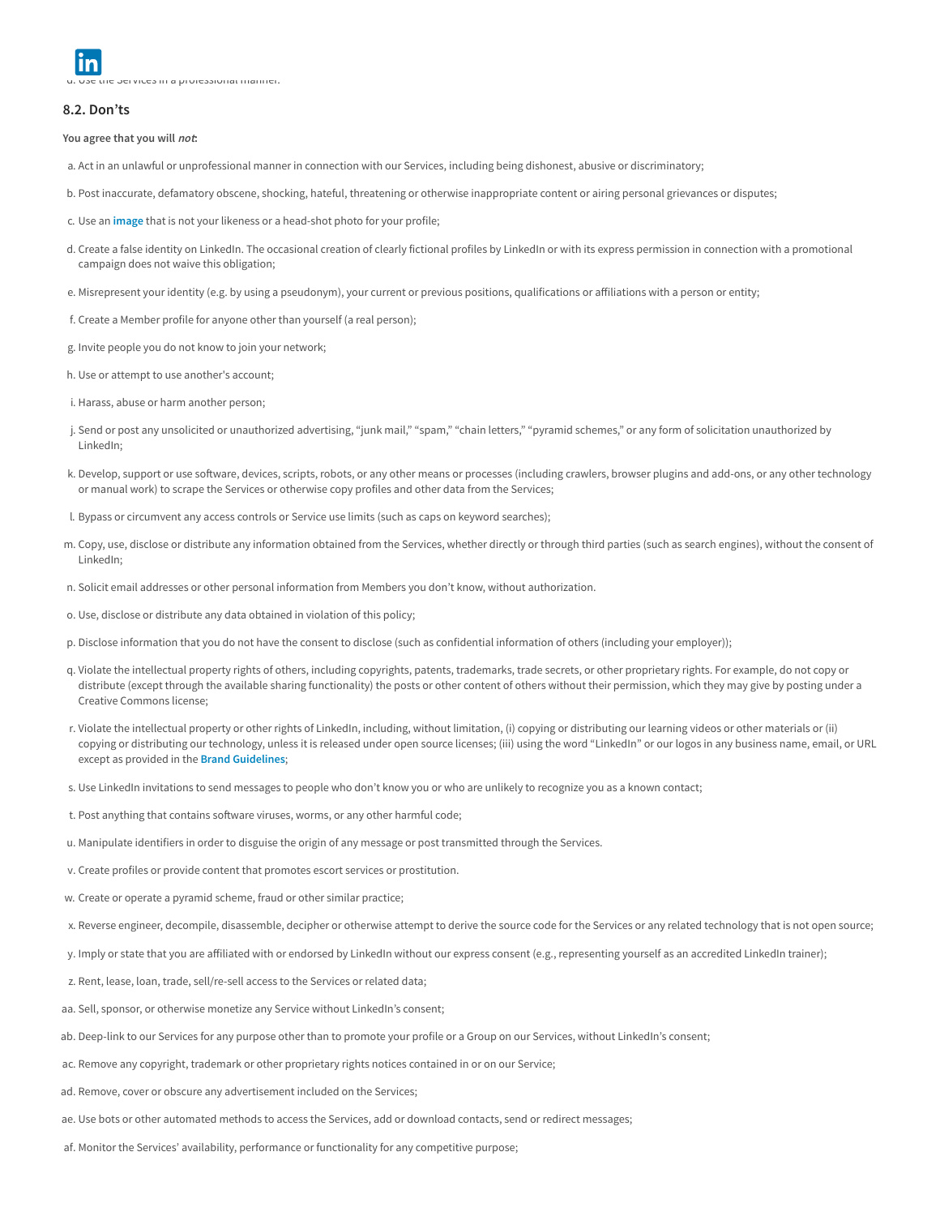d. Use the Services in a professional manner.

### 8.2. Don'ts

**You agree that you will *not*:**

a. Act in an unlawful or unprofessional manner in connection with our Services, including being dishonest, abusive or discriminatory;

b. Post inaccurate, defamatory obscene, shocking, hateful, threatening or otherwise inappropriate content or airing personal grievances or disputes;

c. Use an **image** that is not your likeness or a head-shot photo for your profile;

d. Create a false identity on LinkedIn. The occasional creation of clearly fictional profiles by LinkedIn or with its express permission in connection with a promotional campaign does not waive this obligation;

e. Misrepresent your identity (e.g. by using a pseudonym), your current or previous positions, qualifications or affiliations with a person or entity;

f. Create a Member profile for anyone other than yourself (a real person);

g. Invite people you do not know to join your network;

h. Use or attempt to use another's account;

i. Harass, abuse or harm another person;

j. Send or post any unsolicited or unauthorized advertising, "junk mail," "spam," "chain letters," "pyramid schemes," or any form of solicitation unauthorized by LinkedIn;

k. Develop, support or use software, devices, scripts, robots, or any other means or processes (including crawlers, browser plugins and add-ons, or any other technology or manual work) to scrape the Services or otherwise copy profiles and other data from the Services;

l. Bypass or circumvent any access controls or Service use limits (such as caps on keyword searches);

m. Copy, use, disclose or distribute any information obtained from the Services, whether directly or through third parties (such as search engines), without the consent of LinkedIn;

n. Solicit email addresses or other personal information from Members you don't know, without authorization.

o. Use, disclose or distribute any data obtained in violation of this policy;

p. Disclose information that you do not have the consent to disclose (such as confidential information of others (including your employer));

q. Violate the intellectual property rights of others, including copyrights, patents, trademarks, trade secrets, or other proprietary rights. For example, do not copy or distribute (except through the available sharing functionality) the posts or other content of others without their permission, which they may give by posting under a Creative Commons license;

r. Violate the intellectual property or other rights of LinkedIn, including, without limitation, (i) copying or distributing our learning videos or other materials or (ii) copying or distributing our technology, unless it is released under open source licenses; (iii) using the word "LinkedIn" or our logos in any business name, email, or URL except as provided in the **Brand Guidelines**;

s. Use LinkedIn invitations to send messages to people who don't know you or who are unlikely to recognize you as a known contact;

t. Post anything that contains software viruses, worms, or any other harmful code;

u. Manipulate identifiers in order to disguise the origin of any message or post transmitted through the Services.

v. Create profiles or provide content that promotes escort services or prostitution.

w. Create or operate a pyramid scheme, fraud or other similar practice;

x. Reverse engineer, decompile, disassemble, decipher or otherwise attempt to derive the source code for the Services or any related technology that is not open source;

y. Imply or state that you are affiliated with or endorsed by LinkedIn without our express consent (e.g., representing yourself as an accredited LinkedIn trainer);

z. Rent, lease, loan, trade, sell/re-sell access to the Services or related data;

aa. Sell, sponsor, or otherwise monetize any Service without LinkedIn's consent;

ab. Deep-link to our Services for any purpose other than to promote your profile or a Group on our Services, without LinkedIn's consent;

ac. Remove any copyright, trademark or other proprietary rights notices contained in or on our Service;

ad. Remove, cover or obscure any advertisement included on the Services;

ae. Use bots or other automated methods to access the Services, add or download contacts, send or redirect messages;

af. Monitor the Services' availability, performance or functionality for any competitive purpose;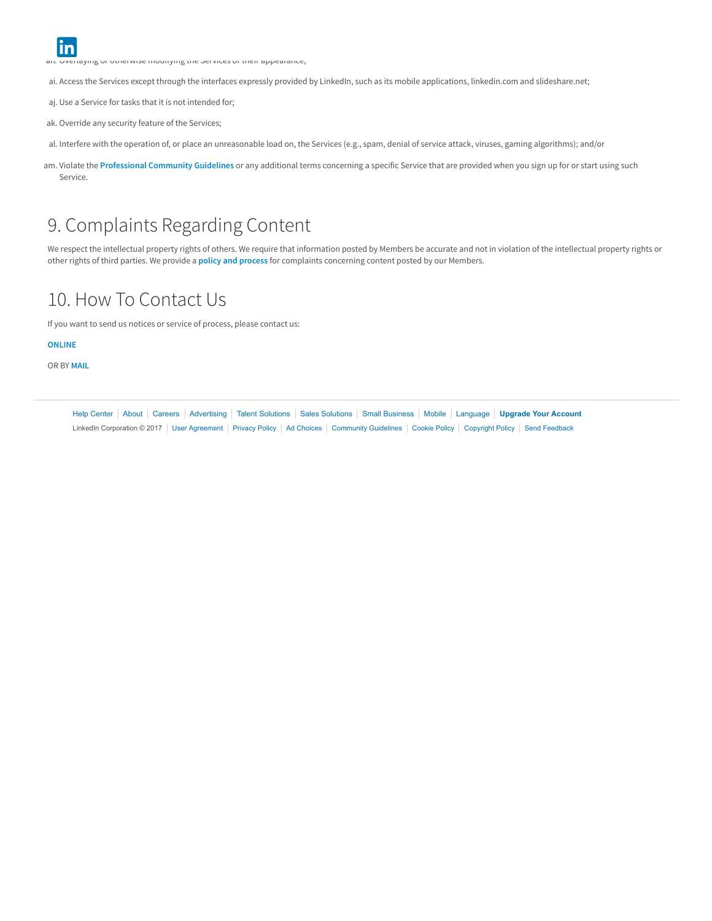ah. Overlaying or otherwise modifying the Services or their appearance;

ai. Access the Services except through the interfaces expressly provided by LinkedIn, such as its mobile applications, linkedin.com and slideshare.net;

aj. Use a Service for tasks that it is not intended for;

ak. Override any security feature of the Services;

al. Interfere with the operation of, or place an unreasonable load on, the Services (e.g., spam, denial of service attack, viruses, gaming algorithms); and/or

am. Violate the **Professional Community Guidelines** or any additional terms concerning a specific Service that are provided when you sign up for or start using such Service.

# 9. Complaints Regarding Content

We respect the intellectual property rights of others. We require that information posted by Members be accurate and not in violation of the intellectual property rights or other rights of third parties. We provide a **policy and process** for complaints concerning content posted by our Members.

# 10. How To Contact Us

If you want to send us notices or service of process, please contact us:

**ONLINE**

OR BY **MAIL**